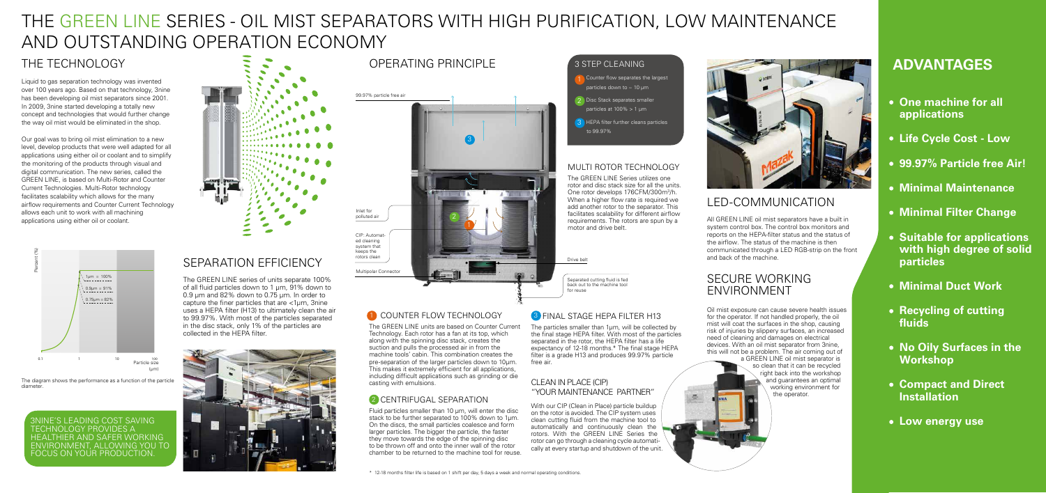# THE GREEN LINE SERIES - OIL MIST SEPARATORS WITH HIGH PURIFICATION, LOW MAINTENANCE AND OUTSTANDING OPERATION ECONOMY

## THE TECHNOLOGY

Liquid to gas separation technology was invented over 100 years ago. Based on that technology, 3nine has been developing oil mist separators since 2001. In 2009, 3nine started developing a totally new concept and technologies that would further change the way oil mist would be eliminated in the shop.

Our goal was to bring oil mist elimination to a new level, develop products that were well adapted for all applications using either oil or coolant and to simplify the monitoring of the products through visual and digital communication. The new series, called the GREEN LINE, is based on Multi-Rotor and Counter Current Technologies. Multi-Rotor technology facilitates scalability which allows for the many airflow requirements and Counter Current Technology allows each unit to work with all machining applications using either oil or coolant.

Percent (%)

1µm = 100%

0.9µm = 91%

0.75µm = 82%

0.1 | 1 | 10 | 100 Particle size (µm)

The diagram shows the performance as a function of the particle diameter.

3NINE'S LEADING COST SAVING TECHNOLOGY PROVIDES A HEALTHIER AND SAFER WORKING ENVIRONMENT, ALLOWING YOU TO FOCUS ON YOUR PRODUCTION.

## SEPARATION EFFICIENCY

The GREEN LINE series of units separate 100% of all fluid particles down to 1 µm, 91% down to 0.9 µm and 82% down to 0.75 µm. In order to capture the finer particles that are <1µm, 3nine uses a HEPA filter (H13) to ultimately clean the air to 99.97%. With most of the particles separated in the disc stack, only 1% of the particles are collected in the HEPA filter.

## OPERATING PRINCIPLE

99.97% particle free air

Inlet for polluted air

CIP: Automated cleaning system that keeps the rotors clean

Multipolar Connector

Drive belt

Separated cutting fluid is fed back out to the machine tool for reuse

### 3 STEP CLEANING

1. Counter flow separates the largest particles down to ~ 10 µm
2. Disc Stack separates smaller particles at 100% > 1 µm
3. HEPA filter further cleans particles to 99.97%

### MULTI ROTOR TECHNOLOGY

The GREEN LINE Series utilizes one rotor and disc stack size for all the units. One rotor develops 176CFM/300m³/h. When a higher flow rate is required we add another rotor to the separator. This facilitates scalability for different airflow requirements. The rotors are spun by a motor and drive belt.

### 1 COUNTER FLOW TECHNOLOGY

The GREEN LINE units are based on Counter Current Technology. Each rotor has a fan at its top, which along with the spinning disc stack, creates the suction and pulls the processed air in from the machine tools' cabin. This combination creates the pre-separation of the larger particles down to 10µm. This makes it extremely efficient for all applications, including difficult applications such as grinding or die casting with emulsions.

### 2 CENTRIFUGAL SEPARATION

Fluid particles smaller than 10 µm, will enter the disc stack to be further separated to 100% down to 1µm. On the discs, the small particles coalesce and form larger particles. The bigger the particle, the faster they move towards the edge of the spinning disc to be thrown off and onto the inner wall of the rotor chamber to be returned to the machine tool for reuse.

### 3 FINAL STAGE HEPA FILTER H13

The particles smaller than 1µm, will be collected by the final stage HEPA filter. With most of the particles separated in the rotor, the HEPA filter has a life expectancy of 12-18 months.* The final stage HEPA filter is a grade H13 and produces 99.97% particle free air.

### CLEAN IN PLACE (CIP) "YOUR MAINTENANCE PARTNER"

With our CIP (Clean in Place) particle buildup on the rotor is avoided. The CIP system uses clean cutting fluid from the machine tool to automatically and continuously clean the rotors. With the GREEN LINE Series the rotor can go through a cleaning cycle automatically at every startup and shutdown of the unit.

\* 12-18 months filter life is based on 1 shift per day, 5 days a week and normal operating conditions.

## LED-COMMUNICATION

All GREEN LINE oil mist separators have a built in system control box. The control box monitors and reports on the HEPA-filter status and the status of the airflow. The status of the machine is then communicated through a LED RGB-strip on the front and back of the machine.

## SECURE WORKING ENVIRONMENT

Oil mist exposure can cause severe health issues for the operator. If not handled properly, the oil mist will coat the surfaces in the shop, causing risk of injuries by slippery surfaces, an increased need of cleaning and damages on electrical devices. With an oil mist separator from 3nine, this will not be a problem. The air coming out of a GREEN LINE oil mist separator is so clean that it can be recycled right back into the workshop and guarantees an optimal working environment for the operator.

## ADVANTAGES

- **One machine for all applications**
- **Life Cycle Cost - Low**
- **99.97% Particle free Air!**
- **Minimal Maintenance**
- **Minimal Filter Change**
- **Suitable for applications with high degree of solid particles**
- **Minimal Duct Work**
- **Recycling of cutting fluids**
- **No Oily Surfaces in the Workshop**
- **Compact and Direct Installation**
- **Low energy use**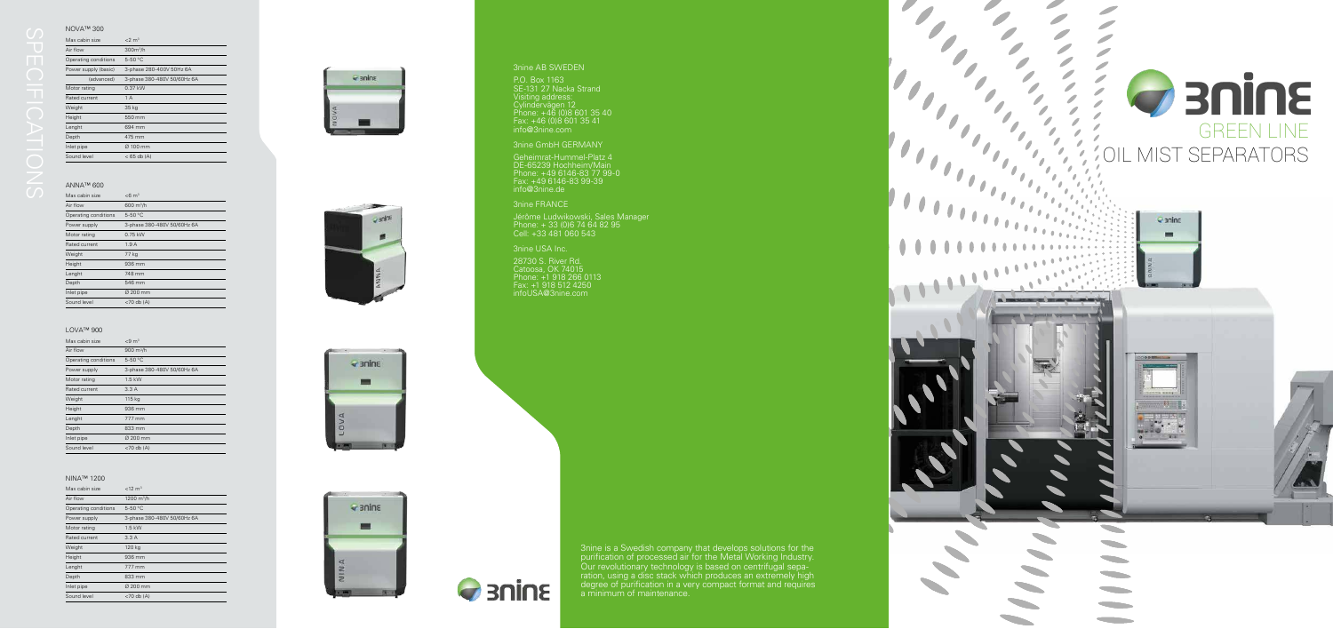# SPECIFICATIONS

## NOVA™ 300

| | |
|---|---|
| Max cabin size | <2 m³ |
| Air flow | 300m³/h |
| Operating conditions | 5-50 °C |
| Power supply (basic) | 3-phase 280-400V 50Hz 6A |
| (advanced) | 3-phase 380-480V 50/60Hz 6A |
| Motor rating | 0.37 kW |
| Rated current | 1 A |
| Weight | 35 kg |
| Height | 550 mm |
| Lenght | 694 mm |
| Depth | 475 mm |
| Inlet pipe | Ø 100 mm |
| Sound level | < 65 db (A) |

## ANNA™ 600

| | |
|---|---|
| Max cabin size | <6 m³ |
| Air flow | 600 m³/h |
| Operating conditions | 5-50 °C |
| Power supply | 3-phase 380-480V 50/60Hz 6A |
| Motor rating | 0.75 kW |
| Rated current | 1.9 A |
| Weight | 77 kg |
| Height | 936 mm |
| Lenght | 748 mm |
| Depth | 546 mm |
| Inlet pipe | Ø 200 mm |
| Sound level | <70 db (A) |

## LOVA™ 900

| | |
|---|---|
| Max cabin size | <9 m³ |
| Air flow | 900 m³/h |
| Operating conditions | 5-50 °C |
| Power supply | 3-phase 380-480V 50/60Hz 6A |
| Motor rating | 1.5 kW |
| Rated current | 3.3 A |
| Weight | 115 kg |
| Height | 936 mm |
| Lenght | 777 mm |
| Depth | 833 mm |
| Inlet pipe | Ø 200 mm |
| Sound level | <70 db (A) |

## NINA™ 1200

| | |
|---|---|
| Max cabin size | <12 m³ |
| Air flow | 1200 m³/h |
| Operating conditions | 5-50 °C |
| Power supply | 3-phase 380-480V 50/60Hz 6A |
| Motor rating | 1.5 kW |
| Rated current | 3.3 A |
| Weight | 120 kg |
| Height | 936 mm |
| Lenght | 777 mm |
| Depth | 833 mm |
| Inlet pipe | Ø 200 mm |
| Sound level | <70 db (A) |

3nine AB SWEDEN

P.O. Box 1163
SE-131 27 Nacka Strand
Visiting address:
Cylindervägen 12
Phone: +46 (0)8 601 35 40
Fax: +46 (0)8 601 35 41
info@3nine.com

3nine GmbH GERMANY

Geheimrat-Hummel-Platz 4
DE-65239 Hochheim/Main
Phone: +49 6146-83 77 99-0
Fax: +49 6146-83 99-39
info@3nine.de

3nine FRANCE

Jérôme Ludwikowski, Sales Manager
Phone: + 33 (0)6 74 64 82 95
Cell: +33 481 060 543

3nine USA Inc.

28730 S. River Rd.
Catoosa, OK 74015
Phone: +1 918 266 0113
Fax: +1 918 512 4250
infoUSA@3nine.com

3nine is a Swedish company that develops solutions for the purification of processed air for the Metal Working Industry. Our revolutionary technology is based on centrifugal separation, using a disc stack which produces an extremely high degree of purification in a very compact format and requires a minimum of maintenance.

# 3nine GREEN LINE OIL MIST SEPARATORS